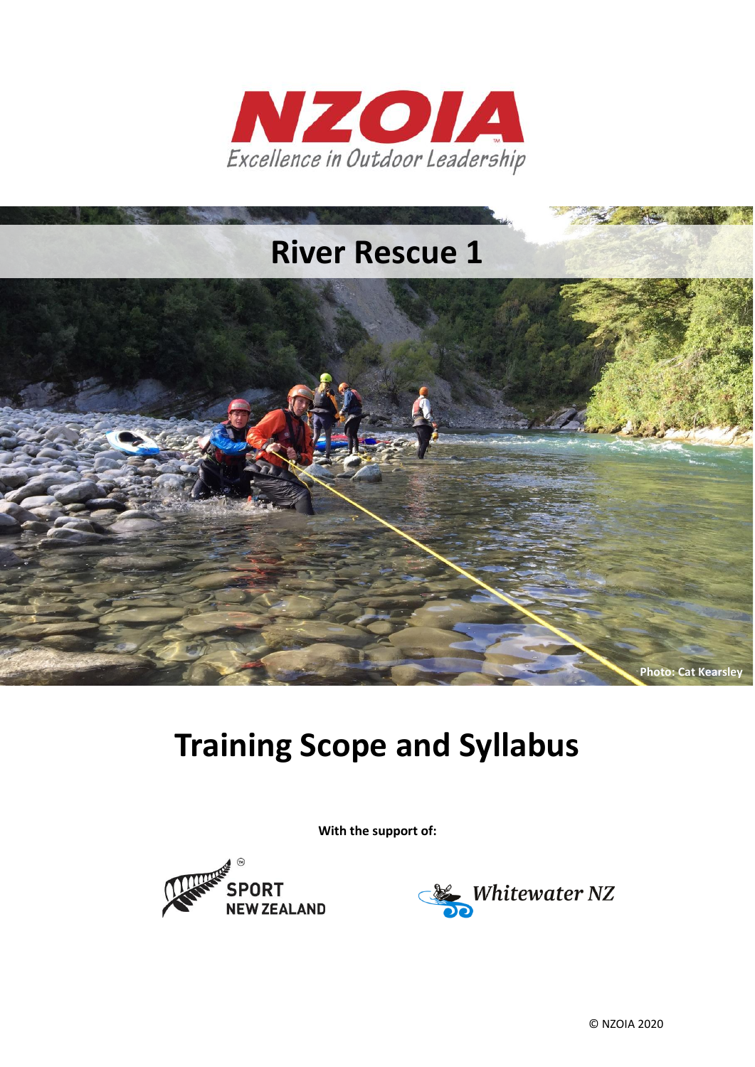NZOIA

*Excellence in Outdoor Leadership*

# River Rescue 1

Photo: Cat Kearsley

# Training Scope and Syllabus

**With the support of:**

SPORT NEW ZEALAND

Whitewater NZ

© NZOIA 2020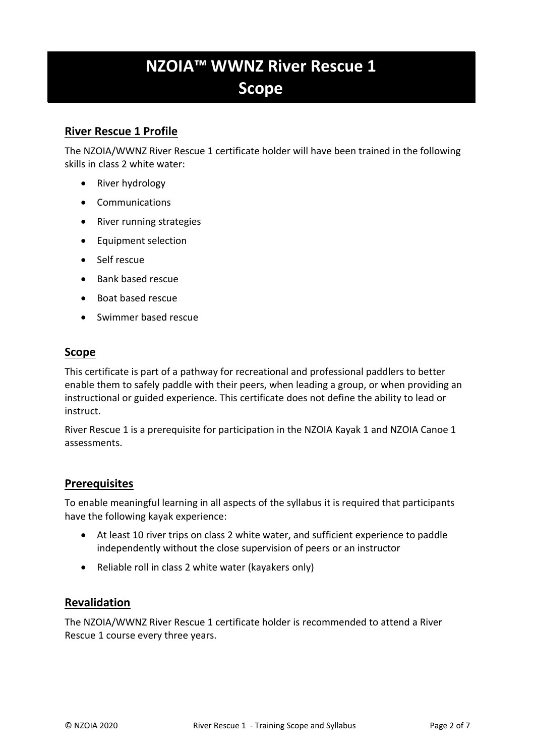# NZOIA™ WWNZ River Rescue 1 Scope

## River Rescue 1 Profile

The NZOIA/WWNZ River Rescue 1 certificate holder will have been trained in the following skills in class 2 white water:

- River hydrology
- Communications
- River running strategies
- Equipment selection
- Self rescue
- Bank based rescue
- Boat based rescue
- Swimmer based rescue

## Scope

This certificate is part of a pathway for recreational and professional paddlers to better enable them to safely paddle with their peers, when leading a group, or when providing an instructional or guided experience. This certificate does not define the ability to lead or instruct.

River Rescue 1 is a prerequisite for participation in the NZOIA Kayak 1 and NZOIA Canoe 1 assessments.

## Prerequisites

To enable meaningful learning in all aspects of the syllabus it is required that participants have the following kayak experience:

- At least 10 river trips on class 2 white water, and sufficient experience to paddle independently without the close supervision of peers or an instructor
- Reliable roll in class 2 white water (kayakers only)

## Revalidation

The NZOIA/WWNZ River Rescue 1 certificate holder is recommended to attend a River Rescue 1 course every three years.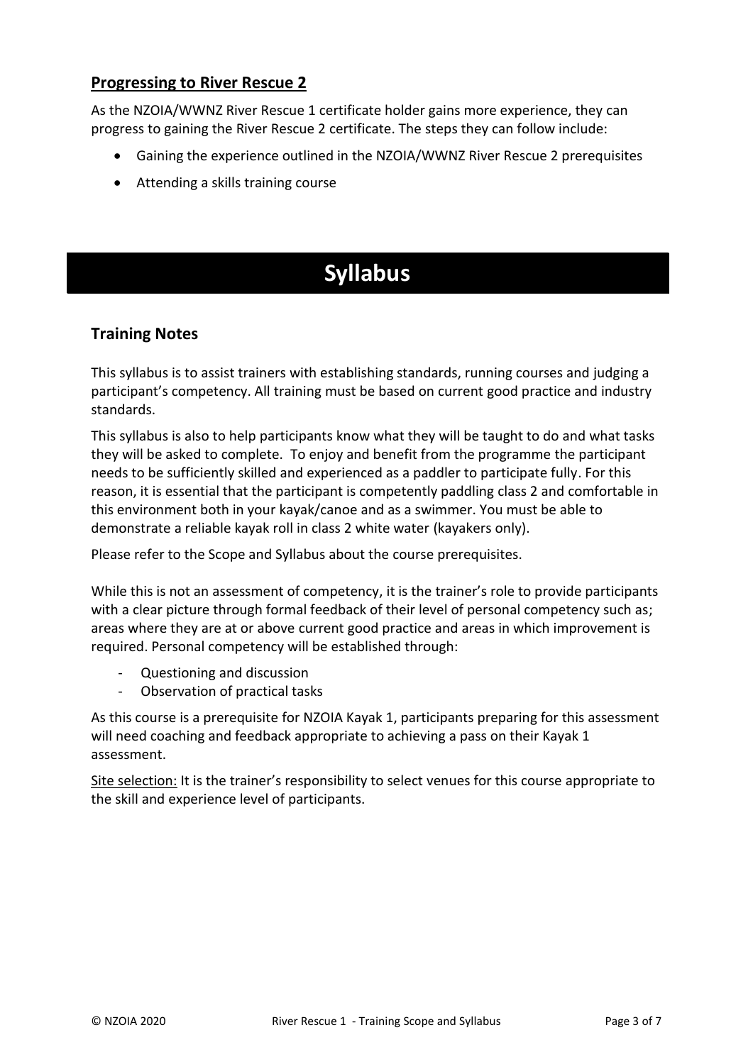## Progressing to River Rescue 2

As the NZOIA/WWNZ River Rescue 1 certificate holder gains more experience, they can progress to gaining the River Rescue 2 certificate. The steps they can follow include:

- Gaining the experience outlined in the NZOIA/WWNZ River Rescue 2 prerequisites
- Attending a skills training course

# Syllabus

## Training Notes

This syllabus is to assist trainers with establishing standards, running courses and judging a participant's competency. All training must be based on current good practice and industry standards.

This syllabus is also to help participants know what they will be taught to do and what tasks they will be asked to complete. To enjoy and benefit from the programme the participant needs to be sufficiently skilled and experienced as a paddler to participate fully. For this reason, it is essential that the participant is competently paddling class 2 and comfortable in this environment both in your kayak/canoe and as a swimmer. You must be able to demonstrate a reliable kayak roll in class 2 white water (kayakers only).

Please refer to the Scope and Syllabus about the course prerequisites.

While this is not an assessment of competency, it is the trainer's role to provide participants with a clear picture through formal feedback of their level of personal competency such as; areas where they are at or above current good practice and areas in which improvement is required. Personal competency will be established through:

- Questioning and discussion
- Observation of practical tasks

As this course is a prerequisite for NZOIA Kayak 1, participants preparing for this assessment will need coaching and feedback appropriate to achieving a pass on their Kayak 1 assessment.

Site selection: It is the trainer's responsibility to select venues for this course appropriate to the skill and experience level of participants.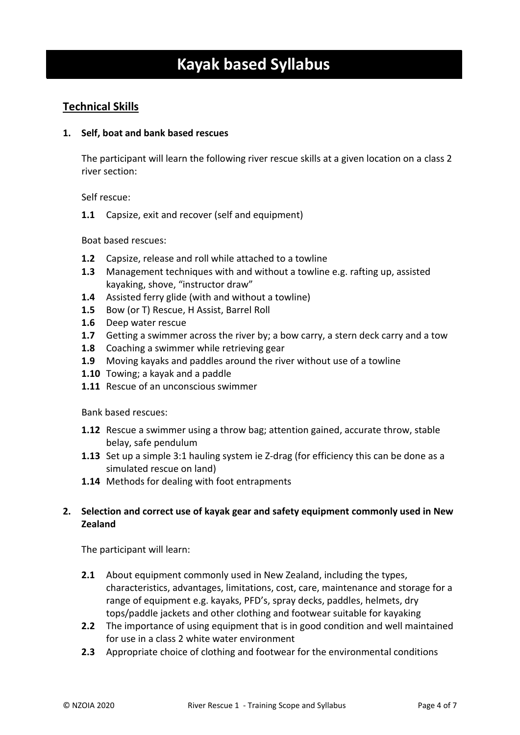# Kayak based Syllabus

## Technical Skills

**1. Self, boat and bank based rescues**

The participant will learn the following river rescue skills at a given location on a class 2 river section:

Self rescue:

**1.1** Capsize, exit and recover (self and equipment)

Boat based rescues:

**1.2** Capsize, release and roll while attached to a towline
**1.3** Management techniques with and without a towline e.g. rafting up, assisted kayaking, shove, "instructor draw"
**1.4** Assisted ferry glide (with and without a towline)
**1.5** Bow (or T) Rescue, H Assist, Barrel Roll
**1.6** Deep water rescue
**1.7** Getting a swimmer across the river by; a bow carry, a stern deck carry and a tow
**1.8** Coaching a swimmer while retrieving gear
**1.9** Moving kayaks and paddles around the river without use of a towline
**1.10** Towing; a kayak and a paddle
**1.11** Rescue of an unconscious swimmer

Bank based rescues:

**1.12** Rescue a swimmer using a throw bag; attention gained, accurate throw, stable belay, safe pendulum
**1.13** Set up a simple 3:1 hauling system ie Z-drag (for efficiency this can be done as a simulated rescue on land)
**1.14** Methods for dealing with foot entrapments

**2. Selection and correct use of kayak gear and safety equipment commonly used in New Zealand**

The participant will learn:

**2.1** About equipment commonly used in New Zealand, including the types, characteristics, advantages, limitations, cost, care, maintenance and storage for a range of equipment e.g. kayaks, PFD's, spray decks, paddles, helmets, dry tops/paddle jackets and other clothing and footwear suitable for kayaking
**2.2** The importance of using equipment that is in good condition and well maintained for use in a class 2 white water environment
**2.3** Appropriate choice of clothing and footwear for the environmental conditions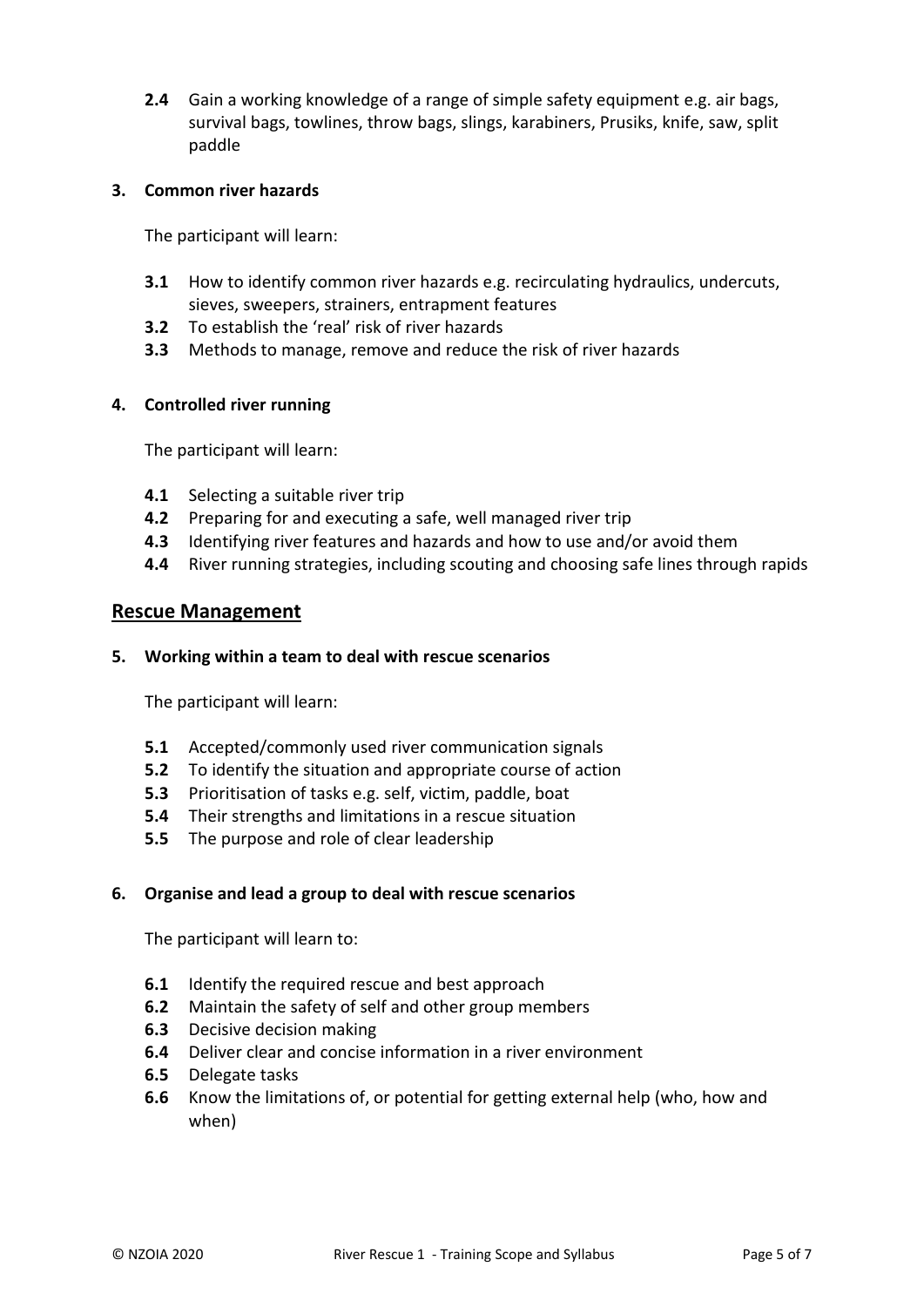**2.4** Gain a working knowledge of a range of simple safety equipment e.g. air bags, survival bags, towlines, throw bags, slings, karabiners, Prusiks, knife, saw, split paddle

**3. Common river hazards**

The participant will learn:

- **3.1** How to identify common river hazards e.g. recirculating hydraulics, undercuts, sieves, sweepers, strainers, entrapment features
- **3.2** To establish the 'real' risk of river hazards
- **3.3** Methods to manage, remove and reduce the risk of river hazards

**4. Controlled river running**

The participant will learn:

- **4.1** Selecting a suitable river trip
- **4.2** Preparing for and executing a safe, well managed river trip
- **4.3** Identifying river features and hazards and how to use and/or avoid them
- **4.4** River running strategies, including scouting and choosing safe lines through rapids

## Rescue Management

**5. Working within a team to deal with rescue scenarios**

The participant will learn:

- **5.1** Accepted/commonly used river communication signals
- **5.2** To identify the situation and appropriate course of action
- **5.3** Prioritisation of tasks e.g. self, victim, paddle, boat
- **5.4** Their strengths and limitations in a rescue situation
- **5.5** The purpose and role of clear leadership

**6. Organise and lead a group to deal with rescue scenarios**

The participant will learn to:

- **6.1** Identify the required rescue and best approach
- **6.2** Maintain the safety of self and other group members
- **6.3** Decisive decision making
- **6.4** Deliver clear and concise information in a river environment
- **6.5** Delegate tasks
- **6.6** Know the limitations of, or potential for getting external help (who, how and when)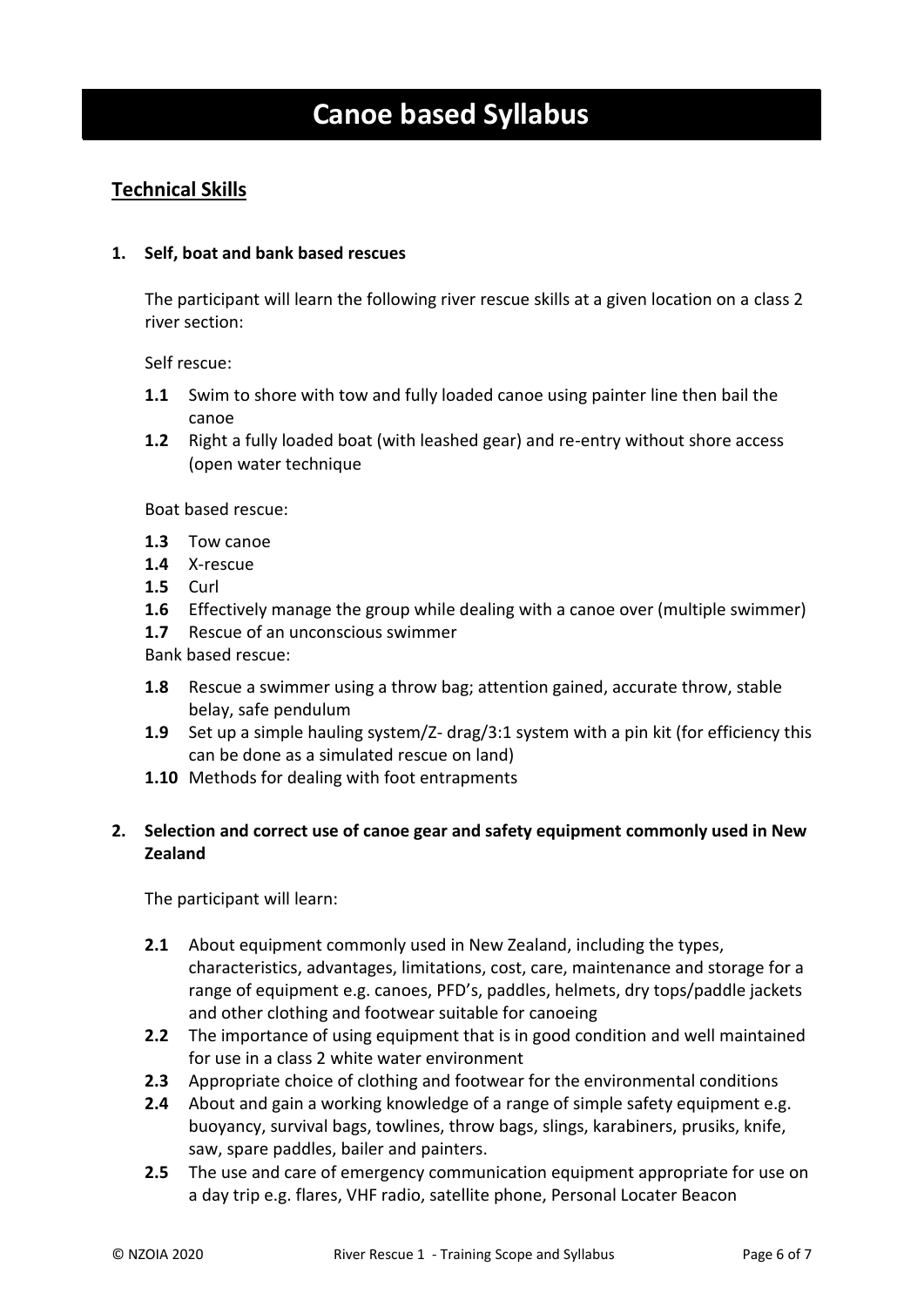# Canoe based Syllabus

## Technical Skills

**1. Self, boat and bank based rescues**

The participant will learn the following river rescue skills at a given location on a class 2 river section:

Self rescue:

- **1.1** Swim to shore with tow and fully loaded canoe using painter line then bail the canoe
- **1.2** Right a fully loaded boat (with leashed gear) and re-entry without shore access (open water technique

Boat based rescue:

- **1.3** Tow canoe
- **1.4** X-rescue
- **1.5** Curl
- **1.6** Effectively manage the group while dealing with a canoe over (multiple swimmer)
- **1.7** Rescue of an unconscious swimmer

Bank based rescue:

- **1.8** Rescue a swimmer using a throw bag; attention gained, accurate throw, stable belay, safe pendulum
- **1.9** Set up a simple hauling system/Z- drag/3:1 system with a pin kit (for efficiency this can be done as a simulated rescue on land)
- **1.10** Methods for dealing with foot entrapments

**2. Selection and correct use of canoe gear and safety equipment commonly used in New Zealand**

The participant will learn:

- **2.1** About equipment commonly used in New Zealand, including the types, characteristics, advantages, limitations, cost, care, maintenance and storage for a range of equipment e.g. canoes, PFD's, paddles, helmets, dry tops/paddle jackets and other clothing and footwear suitable for canoeing
- **2.2** The importance of using equipment that is in good condition and well maintained for use in a class 2 white water environment
- **2.3** Appropriate choice of clothing and footwear for the environmental conditions
- **2.4** About and gain a working knowledge of a range of simple safety equipment e.g. buoyancy, survival bags, towlines, throw bags, slings, karabiners, prusiks, knife, saw, spare paddles, bailer and painters.
- **2.5** The use and care of emergency communication equipment appropriate for use on a day trip e.g. flares, VHF radio, satellite phone, Personal Locater Beacon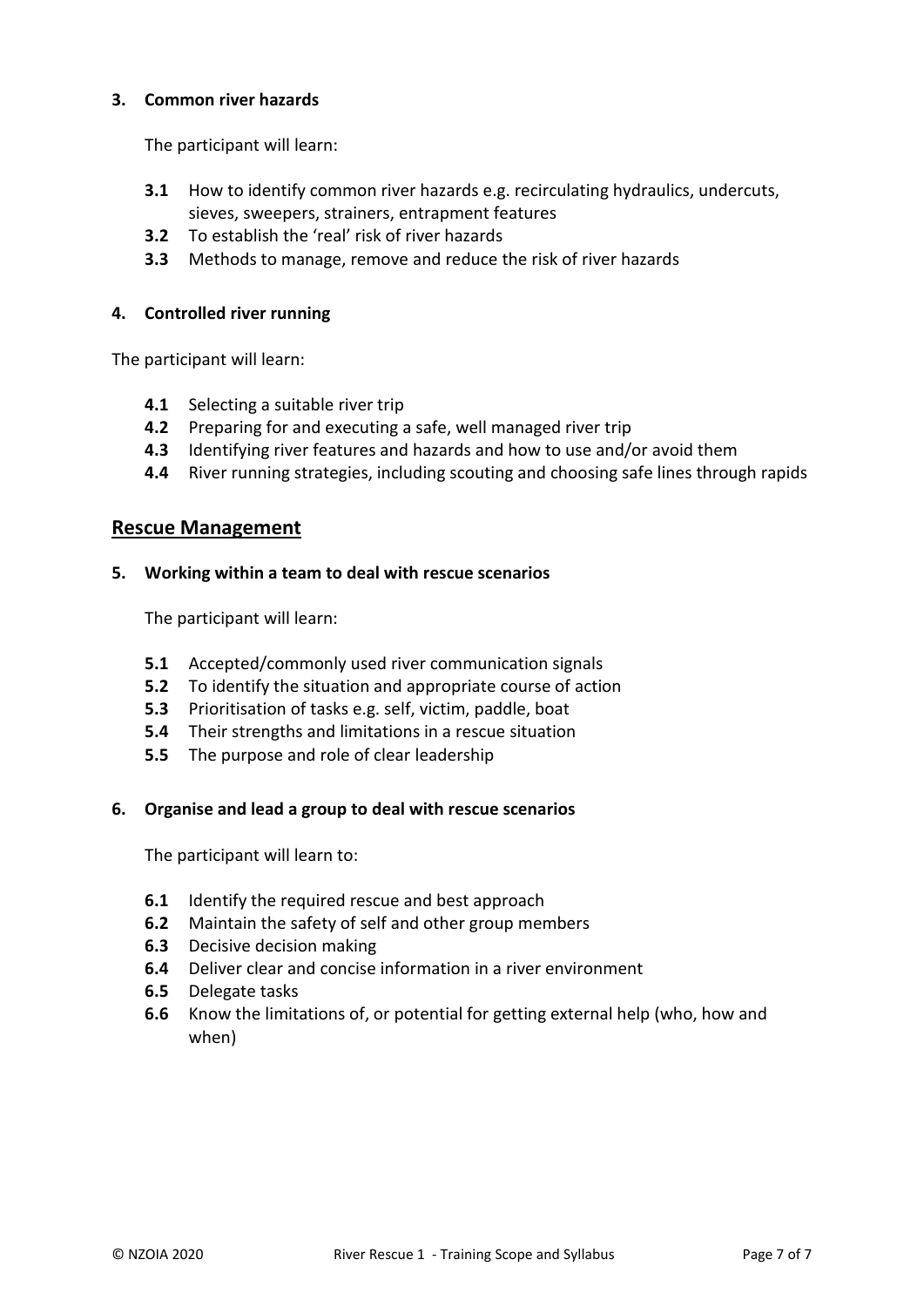### 3. Common river hazards

The participant will learn:

- **3.1** How to identify common river hazards e.g. recirculating hydraulics, undercuts, sieves, sweepers, strainers, entrapment features
- **3.2** To establish the 'real' risk of river hazards
- **3.3** Methods to manage, remove and reduce the risk of river hazards

### 4. Controlled river running

The participant will learn:

- **4.1** Selecting a suitable river trip
- **4.2** Preparing for and executing a safe, well managed river trip
- **4.3** Identifying river features and hazards and how to use and/or avoid them
- **4.4** River running strategies, including scouting and choosing safe lines through rapids

## Rescue Management

### 5. Working within a team to deal with rescue scenarios

The participant will learn:

- **5.1** Accepted/commonly used river communication signals
- **5.2** To identify the situation and appropriate course of action
- **5.3** Prioritisation of tasks e.g. self, victim, paddle, boat
- **5.4** Their strengths and limitations in a rescue situation
- **5.5** The purpose and role of clear leadership

### 6. Organise and lead a group to deal with rescue scenarios

The participant will learn to:

- **6.1** Identify the required rescue and best approach
- **6.2** Maintain the safety of self and other group members
- **6.3** Decisive decision making
- **6.4** Deliver clear and concise information in a river environment
- **6.5** Delegate tasks
- **6.6** Know the limitations of, or potential for getting external help (who, how and when)